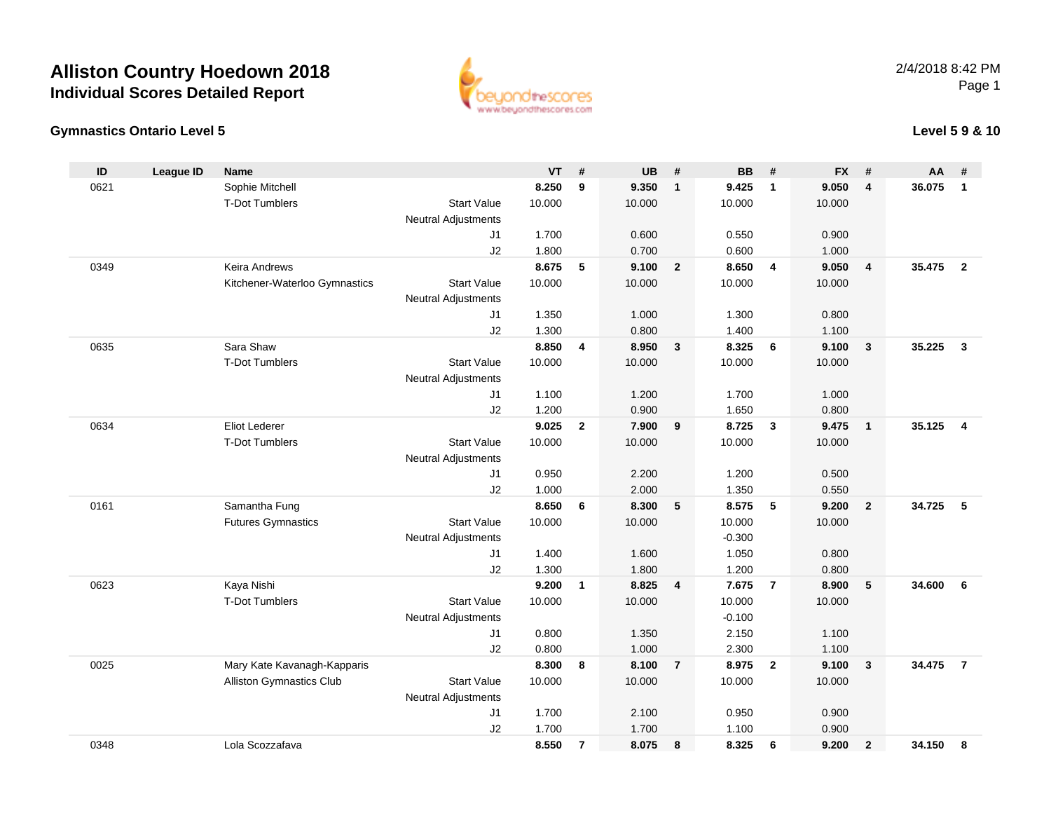# Alliston Country Hoedown 2018

## Individual Scores Detailed Report

2/4/2018 8:42 PM

### Gymnastics Ontario Level 5

**Level 5 9 & 10**

| ID | League ID | Name | | | VT | # | UB | # | BB | # | FX | # | AA | # |
|---|---|---|---|---|---|---|---|---|---|---|---|---|---|---|
| 0621 | | Sophie Mitchell | | | **8.250** | **9** | **9.350** | **1** | **9.425** | **1** | **9.050** | **4** | **36.075** | **1** |
| | | T-Dot Tumblers | Start Value | | 10.000 | | 10.000 | | 10.000 | | 10.000 | | | |
| | | | Neutral Adjustments | | | | | | | | | | | |
| | | | | J1 | 1.700 | | 0.600 | | 0.550 | | 0.900 | | | |
| | | | | J2 | 1.800 | | 0.700 | | 0.600 | | 1.000 | | | |
| 0349 | | Keira Andrews | | | **8.675** | **5** | **9.100** | **2** | **8.650** | **4** | **9.050** | **4** | **35.475** | **2** |
| | | Kitchener-Waterloo Gymnastics | Start Value | | 10.000 | | 10.000 | | 10.000 | | 10.000 | | | |
| | | | Neutral Adjustments | | | | | | | | | | | |
| | | | | J1 | 1.350 | | 1.000 | | 1.300 | | 0.800 | | | |
| | | | | J2 | 1.300 | | 0.800 | | 1.400 | | 1.100 | | | |
| 0635 | | Sara Shaw | | | **8.850** | **4** | **8.950** | **3** | **8.325** | **6** | **9.100** | **3** | **35.225** | **3** |
| | | T-Dot Tumblers | Start Value | | 10.000 | | 10.000 | | 10.000 | | 10.000 | | | |
| | | | Neutral Adjustments | | | | | | | | | | | |
| | | | | J1 | 1.100 | | 1.200 | | 1.700 | | 1.000 | | | |
| | | | | J2 | 1.200 | | 0.900 | | 1.650 | | 0.800 | | | |
| 0634 | | Eliot Lederer | | | **9.025** | **2** | **7.900** | **9** | **8.725** | **3** | **9.475** | **1** | **35.125** | **4** |
| | | T-Dot Tumblers | Start Value | | 10.000 | | 10.000 | | 10.000 | | 10.000 | | | |
| | | | Neutral Adjustments | | | | | | | | | | | |
| | | | | J1 | 0.950 | | 2.200 | | 1.200 | | 0.500 | | | |
| | | | | J2 | 1.000 | | 2.000 | | 1.350 | | 0.550 | | | |
| 0161 | | Samantha Fung | | | **8.650** | **6** | **8.300** | **5** | **8.575** | **5** | **9.200** | **2** | **34.725** | **5** |
| | | Futures Gymnastics | Start Value | | 10.000 | | 10.000 | | 10.000 | | 10.000 | | | |
| | | | Neutral Adjustments | | | | | | -0.300 | | | | | |
| | | | | J1 | 1.400 | | 1.600 | | 1.050 | | 0.800 | | | |
| | | | | J2 | 1.300 | | 1.800 | | 1.200 | | 0.800 | | | |
| 0623 | | Kaya Nishi | | | **9.200** | **1** | **8.825** | **4** | **7.675** | **7** | **8.900** | **5** | **34.600** | **6** |
| | | T-Dot Tumblers | Start Value | | 10.000 | | 10.000 | | 10.000 | | 10.000 | | | |
| | | | Neutral Adjustments | | | | | | -0.100 | | | | | |
| | | | | J1 | 0.800 | | 1.350 | | 2.150 | | 1.100 | | | |
| | | | | J2 | 0.800 | | 1.000 | | 2.300 | | 1.100 | | | |
| 0025 | | Mary Kate Kavanagh-Kapparis | | | **8.300** | **8** | **8.100** | **7** | **8.975** | **2** | **9.100** | **3** | **34.475** | **7** |
| | | Alliston Gymnastics Club | Start Value | | 10.000 | | 10.000 | | 10.000 | | 10.000 | | | |
| | | | Neutral Adjustments | | | | | | | | | | | |
| | | | | J1 | 1.700 | | 2.100 | | 0.950 | | 0.900 | | | |
| | | | | J2 | 1.700 | | 1.700 | | 1.100 | | 0.900 | | | |
| 0348 | | Lola Scozzafava | | | **8.550** | **7** | **8.075** | **8** | **8.325** | **6** | **9.200** | **2** | **34.150** | **8** |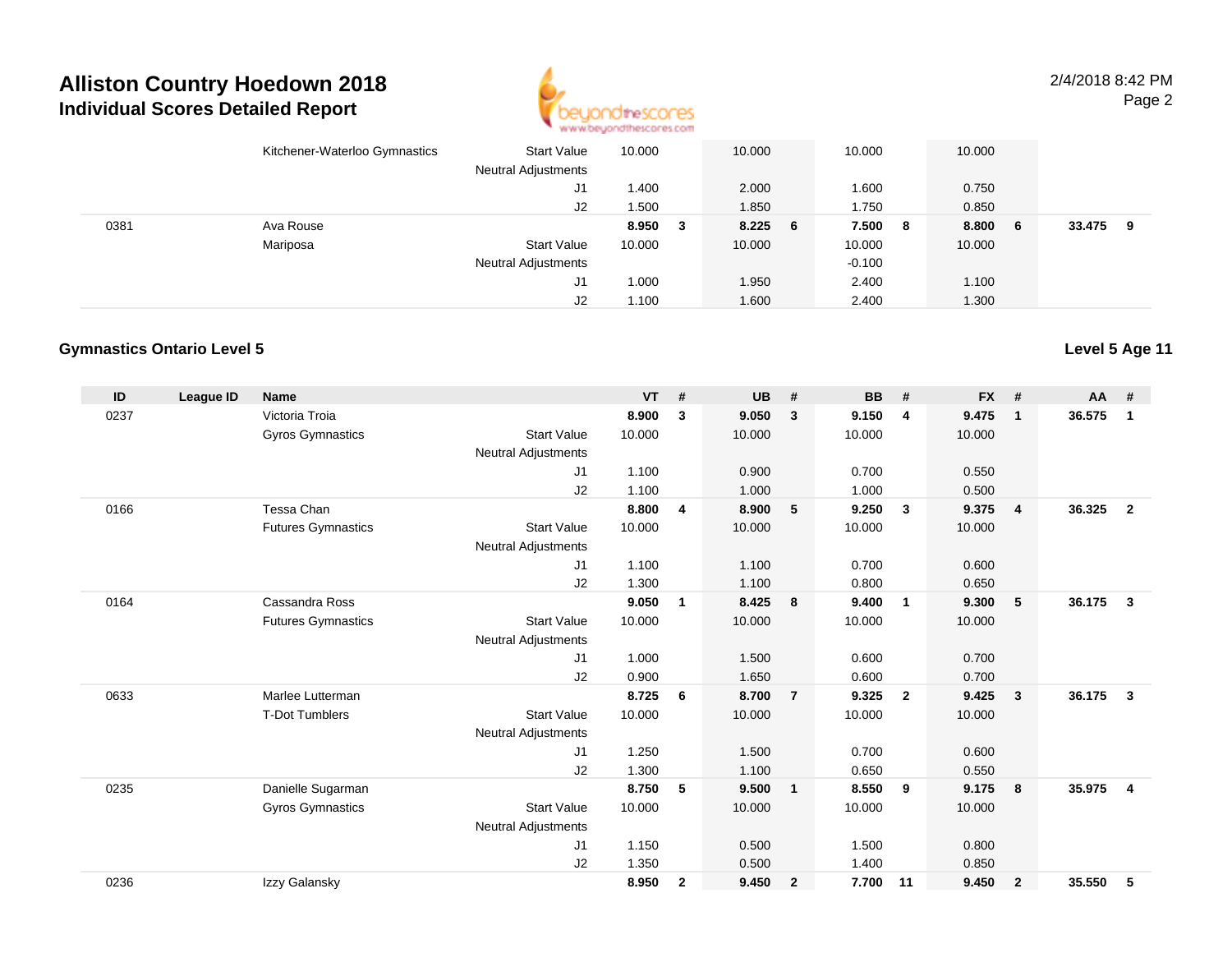## Alliston Country Hoedown 2018
### Individual Scores Detailed Report

| ID | League ID | Name | | VT | # | UB | # | BB | # | FX | # | AA | # |
|---|---|---|---|---|---|---|---|---|---|---|---|---|---|
| | | Kitchener-Waterloo Gymnastics | Start Value | 10.000 | | 10.000 | | 10.000 | | 10.000 | | | |
| | | | Neutral Adjustments | | | | | | | | | | |
| | | | J1 | 1.400 | | 2.000 | | 1.600 | | 0.750 | | | |
| | | | J2 | 1.500 | | 1.850 | | 1.750 | | 0.850 | | | |
| 0381 | | Ava Rouse | | **8.950** | **3** | **8.225** | **6** | **7.500** | **8** | **8.800** | **6** | **33.475** | **9** |
| | | Mariposa | Start Value | 10.000 | | 10.000 | | 10.000 | | 10.000 | | | |
| | | | Neutral Adjustments | | | | | -0.100 | | | | | |
| | | | J1 | 1.000 | | 1.950 | | 2.400 | | 1.100 | | | |
| | | | J2 | 1.100 | | 1.600 | | 2.400 | | 1.300 | | | |

### Gymnastics Ontario Level 5

**Level 5 Age 11**

| ID | League ID | Name | | VT | # | UB | # | BB | # | FX | # | AA | # |
|---|---|---|---|---|---|---|---|---|---|---|---|---|---|
| 0237 | | Victoria Troia | | **8.900** | **3** | **9.050** | **3** | **9.150** | **4** | **9.475** | **1** | **36.575** | **1** |
| | | Gyros Gymnastics | Start Value | 10.000 | | 10.000 | | 10.000 | | 10.000 | | | |
| | | | Neutral Adjustments | | | | | | | | | | |
| | | | J1 | 1.100 | | 0.900 | | 0.700 | | 0.550 | | | |
| | | | J2 | 1.100 | | 1.000 | | 1.000 | | 0.500 | | | |
| 0166 | | Tessa Chan | | **8.800** | **4** | **8.900** | **5** | **9.250** | **3** | **9.375** | **4** | **36.325** | **2** |
| | | Futures Gymnastics | Start Value | 10.000 | | 10.000 | | 10.000 | | 10.000 | | | |
| | | | Neutral Adjustments | | | | | | | | | | |
| | | | J1 | 1.100 | | 1.100 | | 0.700 | | 0.600 | | | |
| | | | J2 | 1.300 | | 1.100 | | 0.800 | | 0.650 | | | |
| 0164 | | Cassandra Ross | | **9.050** | **1** | **8.425** | **8** | **9.400** | **1** | **9.300** | **5** | **36.175** | **3** |
| | | Futures Gymnastics | Start Value | 10.000 | | 10.000 | | 10.000 | | 10.000 | | | |
| | | | Neutral Adjustments | | | | | | | | | | |
| | | | J1 | 1.000 | | 1.500 | | 0.600 | | 0.700 | | | |
| | | | J2 | 0.900 | | 1.650 | | 0.600 | | 0.700 | | | |
| 0633 | | Marlee Lutterman | | **8.725** | **6** | **8.700** | **7** | **9.325** | **2** | **9.425** | **3** | **36.175** | **3** |
| | | T-Dot Tumblers | Start Value | 10.000 | | 10.000 | | 10.000 | | 10.000 | | | |
| | | | Neutral Adjustments | | | | | | | | | | |
| | | | J1 | 1.250 | | 1.500 | | 0.700 | | 0.600 | | | |
| | | | J2 | 1.300 | | 1.100 | | 0.650 | | 0.550 | | | |
| 0235 | | Danielle Sugarman | | **8.750** | **5** | **9.500** | **1** | **8.550** | **9** | **9.175** | **8** | **35.975** | **4** |
| | | Gyros Gymnastics | Start Value | 10.000 | | 10.000 | | 10.000 | | 10.000 | | | |
| | | | Neutral Adjustments | | | | | | | | | | |
| | | | J1 | 1.150 | | 0.500 | | 1.500 | | 0.800 | | | |
| | | | J2 | 1.350 | | 0.500 | | 1.400 | | 0.850 | | | |
| 0236 | | Izzy Galansky | | **8.950** | **2** | **9.450** | **2** | **7.700** | **11** | **9.450** | **2** | **35.550** | **5** |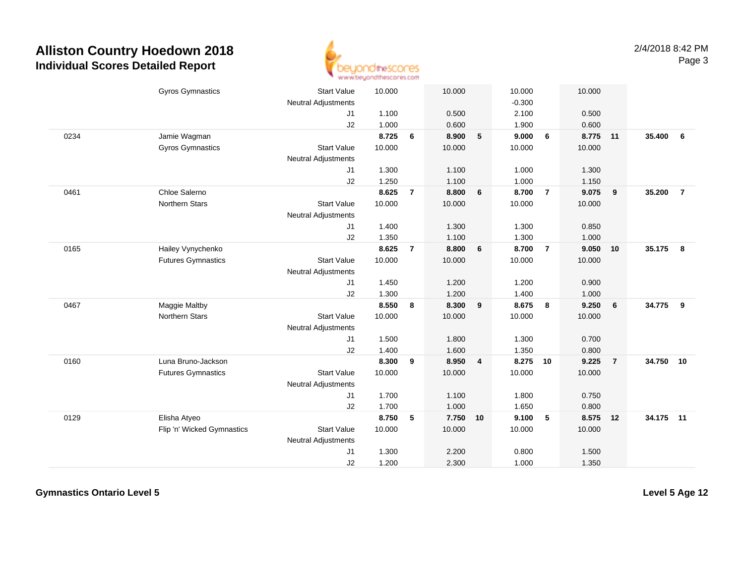# Alliston Country Hoedown 2018

## Individual Scores Detailed Report

| | | | | | | | | | | | | |
|---|---|---|---|---|---|---|---|---|---|---|---|---|
| | Gyros Gymnastics | Start Value | 10.000 | | 10.000 | | 10.000 | | 10.000 | | | |
| | | Neutral Adjustments | | | | | -0.300 | | | | | |
| | | J1 | 1.100 | | 0.500 | | 2.100 | | 0.500 | | | |
| | | J2 | 1.000 | | 0.600 | | 1.900 | | 0.600 | | | |
| 0234 | Jamie Wagman | | **8.725** | **6** | **8.900** | **5** | **9.000** | **6** | **8.775** | **11** | **35.400** | **6** |
| | Gyros Gymnastics | Start Value | 10.000 | | 10.000 | | 10.000 | | 10.000 | | | |
| | | Neutral Adjustments | | | | | | | | | | |
| | | J1 | 1.300 | | 1.100 | | 1.000 | | 1.300 | | | |
| | | J2 | 1.250 | | 1.100 | | 1.000 | | 1.150 | | | |
| 0461 | Chloe Salerno | | **8.625** | **7** | **8.800** | **6** | **8.700** | **7** | **9.075** | **9** | **35.200** | **7** |
| | Northern Stars | Start Value | 10.000 | | 10.000 | | 10.000 | | 10.000 | | | |
| | | Neutral Adjustments | | | | | | | | | | |
| | | J1 | 1.400 | | 1.300 | | 1.300 | | 0.850 | | | |
| | | J2 | 1.350 | | 1.100 | | 1.300 | | 1.000 | | | |
| 0165 | Hailey Vynychenko | | **8.625** | **7** | **8.800** | **6** | **8.700** | **7** | **9.050** | **10** | **35.175** | **8** |
| | Futures Gymnastics | Start Value | 10.000 | | 10.000 | | 10.000 | | 10.000 | | | |
| | | Neutral Adjustments | | | | | | | | | | |
| | | J1 | 1.450 | | 1.200 | | 1.200 | | 0.900 | | | |
| | | J2 | 1.300 | | 1.200 | | 1.400 | | 1.000 | | | |
| 0467 | Maggie Maltby | | **8.550** | **8** | **8.300** | **9** | **8.675** | **8** | **9.250** | **6** | **34.775** | **9** |
| | Northern Stars | Start Value | 10.000 | | 10.000 | | 10.000 | | 10.000 | | | |
| | | Neutral Adjustments | | | | | | | | | | |
| | | J1 | 1.500 | | 1.800 | | 1.300 | | 0.700 | | | |
| | | J2 | 1.400 | | 1.600 | | 1.350 | | 0.800 | | | |
| 0160 | Luna Bruno-Jackson | | **8.300** | **9** | **8.950** | **4** | **8.275** | **10** | **9.225** | **7** | **34.750** | **10** |
| | Futures Gymnastics | Start Value | 10.000 | | 10.000 | | 10.000 | | 10.000 | | | |
| | | Neutral Adjustments | | | | | | | | | | |
| | | J1 | 1.700 | | 1.100 | | 1.800 | | 0.750 | | | |
| | | J2 | 1.700 | | 1.000 | | 1.650 | | 0.800 | | | |
| 0129 | Elisha Atyeo | | **8.750** | **5** | **7.750** | **10** | **9.100** | **5** | **8.575** | **12** | **34.175** | **11** |
| | Flip 'n' Wicked Gymnastics | Start Value | 10.000 | | 10.000 | | 10.000 | | 10.000 | | | |
| | | Neutral Adjustments | | | | | | | | | | |
| | | J1 | 1.300 | | 2.200 | | 0.800 | | 1.500 | | | |
| | | J2 | 1.200 | | 2.300 | | 1.000 | | 1.350 | | | |

**Gymnastics Ontario Level 5**

**Level 5 Age 12**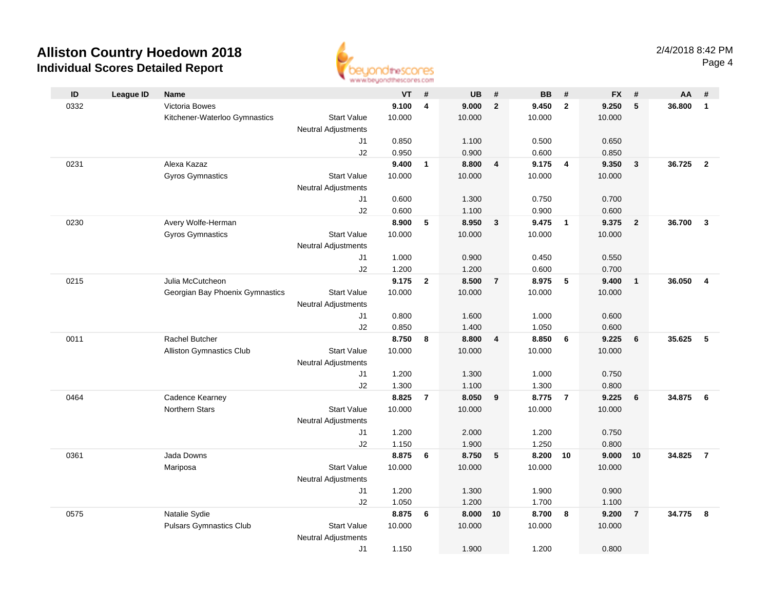# Alliston Country Hoedown 2018
## Individual Scores Detailed Report

2/4/2018 8:42 PM

| ID | League ID | Name | | VT | # | UB | # | BB | # | FX | # | AA | # |
|---|---|---|---|---|---|---|---|---|---|---|---|---|---|
| 0332 | | Victoria Bowes | | **9.100** | **4** | **9.000** | **2** | **9.450** | **2** | **9.250** | **5** | **36.800** | **1** |
| | | Kitchener-Waterloo Gymnastics | Start Value | 10.000 | | 10.000 | | 10.000 | | 10.000 | | | |
| | | | Neutral Adjustments | | | | | | | | | | |
| | | | J1 | 0.850 | | 1.100 | | 0.500 | | 0.650 | | | |
| | | | J2 | 0.950 | | 0.900 | | 0.600 | | 0.850 | | | |
| 0231 | | Alexa Kazaz | | **9.400** | **1** | **8.800** | **4** | **9.175** | **4** | **9.350** | **3** | **36.725** | **2** |
| | | Gyros Gymnastics | Start Value | 10.000 | | 10.000 | | 10.000 | | 10.000 | | | |
| | | | Neutral Adjustments | | | | | | | | | | |
| | | | J1 | 0.600 | | 1.300 | | 0.750 | | 0.700 | | | |
| | | | J2 | 0.600 | | 1.100 | | 0.900 | | 0.600 | | | |
| 0230 | | Avery Wolfe-Herman | | **8.900** | **5** | **8.950** | **3** | **9.475** | **1** | **9.375** | **2** | **36.700** | **3** |
| | | Gyros Gymnastics | Start Value | 10.000 | | 10.000 | | 10.000 | | 10.000 | | | |
| | | | Neutral Adjustments | | | | | | | | | | |
| | | | J1 | 1.000 | | 0.900 | | 0.450 | | 0.550 | | | |
| | | | J2 | 1.200 | | 1.200 | | 0.600 | | 0.700 | | | |
| 0215 | | Julia McCutcheon | | **9.175** | **2** | **8.500** | **7** | **8.975** | **5** | **9.400** | **1** | **36.050** | **4** |
| | | Georgian Bay Phoenix Gymnastics | Start Value | 10.000 | | 10.000 | | 10.000 | | 10.000 | | | |
| | | | Neutral Adjustments | | | | | | | | | | |
| | | | J1 | 0.800 | | 1.600 | | 1.000 | | 0.600 | | | |
| | | | J2 | 0.850 | | 1.400 | | 1.050 | | 0.600 | | | |
| 0011 | | Rachel Butcher | | **8.750** | **8** | **8.800** | **4** | **8.850** | **6** | **9.225** | **6** | **35.625** | **5** |
| | | Alliston Gymnastics Club | Start Value | 10.000 | | 10.000 | | 10.000 | | 10.000 | | | |
| | | | Neutral Adjustments | | | | | | | | | | |
| | | | J1 | 1.200 | | 1.300 | | 1.000 | | 0.750 | | | |
| | | | J2 | 1.300 | | 1.100 | | 1.300 | | 0.800 | | | |
| 0464 | | Cadence Kearney | | **8.825** | **7** | **8.050** | **9** | **8.775** | **7** | **9.225** | **6** | **34.875** | **6** |
| | | Northern Stars | Start Value | 10.000 | | 10.000 | | 10.000 | | 10.000 | | | |
| | | | Neutral Adjustments | | | | | | | | | | |
| | | | J1 | 1.200 | | 2.000 | | 1.200 | | 0.750 | | | |
| | | | J2 | 1.150 | | 1.900 | | 1.250 | | 0.800 | | | |
| 0361 | | Jada Downs | | **8.875** | **6** | **8.750** | **5** | **8.200** | **10** | **9.000** | **10** | **34.825** | **7** |
| | | Mariposa | Start Value | 10.000 | | 10.000 | | 10.000 | | 10.000 | | | |
| | | | Neutral Adjustments | | | | | | | | | | |
| | | | J1 | 1.200 | | 1.300 | | 1.900 | | 0.900 | | | |
| | | | J2 | 1.050 | | 1.200 | | 1.700 | | 1.100 | | | |
| 0575 | | Natalie Sydie | | **8.875** | **6** | **8.000** | **10** | **8.700** | **8** | **9.200** | **7** | **34.775** | **8** |
| | | Pulsars Gymnastics Club | Start Value | 10.000 | | 10.000 | | 10.000 | | 10.000 | | | |
| | | | Neutral Adjustments | | | | | | | | | | |
| | | | J1 | 1.150 | | 1.900 | | 1.200 | | 0.800 | | | |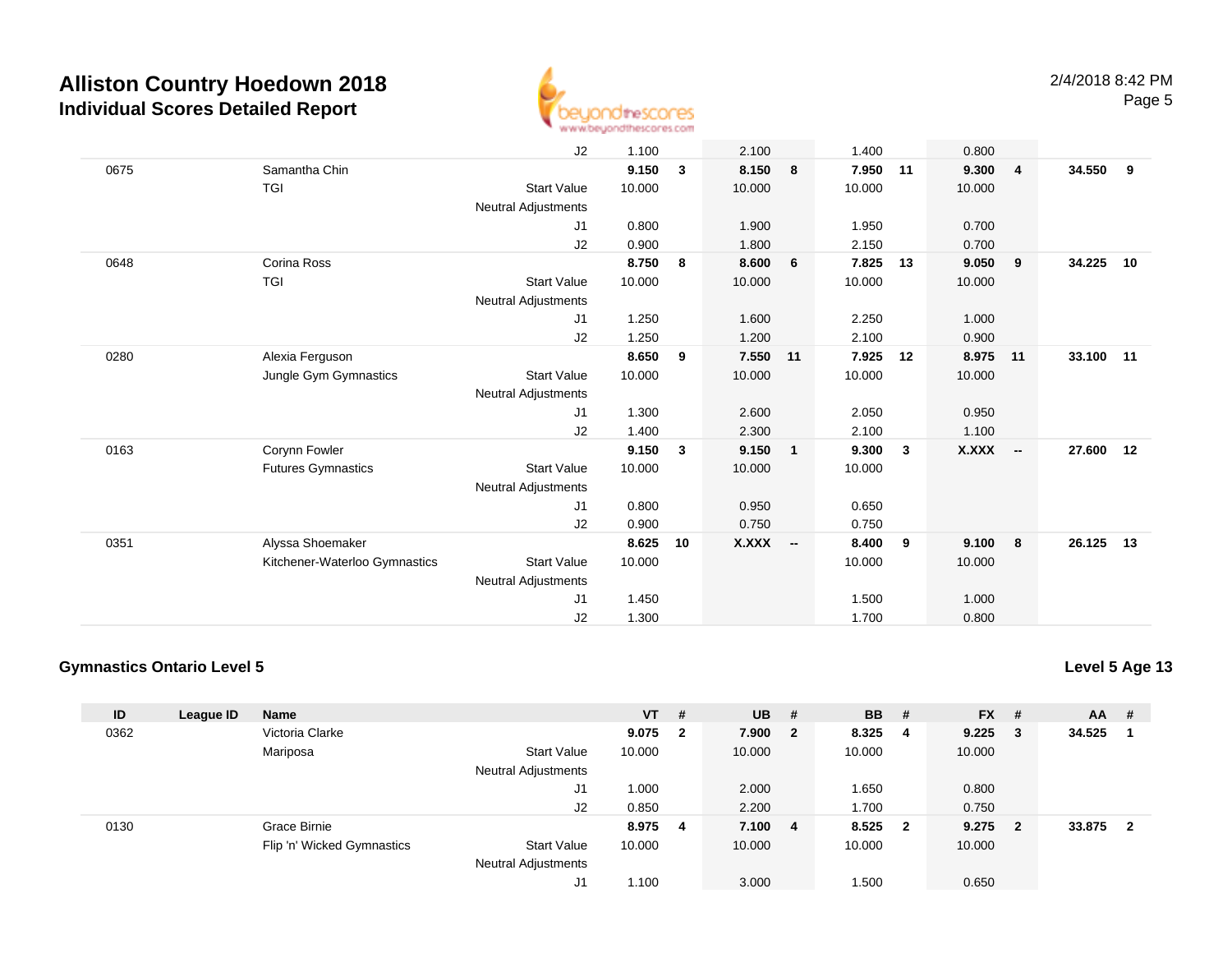# Alliston Country Hoedown 2018

## Individual Scores Detailed Report

| ID | League ID | Name | | VT | # | UB | # | BB | # | FX | # | AA | # |
|---|---|---|---|---|---|---|---|---|---|---|---|---|---|
| | | | J2 | 1.100 | | 2.100 | | 1.400 | | 0.800 | | | |
| 0675 | | Samantha Chin | | **9.150** | **3** | **8.150** | **8** | **7.950** | **11** | **9.300** | **4** | **34.550** | **9** |
| | | TGI | Start Value | 10.000 | | 10.000 | | 10.000 | | 10.000 | | | |
| | | | Neutral Adjustments | | | | | | | | | | |
| | | | J1 | 0.800 | | 1.900 | | 1.950 | | 0.700 | | | |
| | | | J2 | 0.900 | | 1.800 | | 2.150 | | 0.700 | | | |
| 0648 | | Corina Ross | | **8.750** | **8** | **8.600** | **6** | **7.825** | **13** | **9.050** | **9** | **34.225** | **10** |
| | | TGI | Start Value | 10.000 | | 10.000 | | 10.000 | | 10.000 | | | |
| | | | Neutral Adjustments | | | | | | | | | | |
| | | | J1 | 1.250 | | 1.600 | | 2.250 | | 1.000 | | | |
| | | | J2 | 1.250 | | 1.200 | | 2.100 | | 0.900 | | | |
| 0280 | | Alexia Ferguson | | **8.650** | **9** | **7.550** | **11** | **7.925** | **12** | **8.975** | **11** | **33.100** | **11** |
| | | Jungle Gym Gymnastics | Start Value | 10.000 | | 10.000 | | 10.000 | | 10.000 | | | |
| | | | Neutral Adjustments | | | | | | | | | | |
| | | | J1 | 1.300 | | 2.600 | | 2.050 | | 0.950 | | | |
| | | | J2 | 1.400 | | 2.300 | | 2.100 | | 1.100 | | | |
| 0163 | | Corynn Fowler | | **9.150** | **3** | **9.150** | **1** | **9.300** | **3** | **X.XXX** | **--** | **27.600** | **12** |
| | | Futures Gymnastics | Start Value | 10.000 | | 10.000 | | 10.000 | | | | | |
| | | | Neutral Adjustments | | | | | | | | | | |
| | | | J1 | 0.800 | | 0.950 | | 0.650 | | | | | |
| | | | J2 | 0.900 | | 0.750 | | 0.750 | | | | | |
| 0351 | | Alyssa Shoemaker | | **8.625** | **10** | **X.XXX** | **--** | **8.400** | **9** | **9.100** | **8** | **26.125** | **13** |
| | | Kitchener-Waterloo Gymnastics | Start Value | 10.000 | | | | 10.000 | | 10.000 | | | |
| | | | Neutral Adjustments | | | | | | | | | | |
| | | | J1 | 1.450 | | | | 1.500 | | 1.000 | | | |
| | | | J2 | 1.300 | | | | 1.700 | | 0.800 | | | |

### Gymnastics Ontario Level 5

**Level 5 Age 13**

| ID | League ID | Name | | VT | # | UB | # | BB | # | FX | # | AA | # |
|---|---|---|---|---|---|---|---|---|---|---|---|---|---|
| 0362 | | Victoria Clarke | | **9.075** | **2** | **7.900** | **2** | **8.325** | **4** | **9.225** | **3** | **34.525** | **1** |
| | | Mariposa | Start Value | 10.000 | | 10.000 | | 10.000 | | 10.000 | | | |
| | | | Neutral Adjustments | | | | | | | | | | |
| | | | J1 | 1.000 | | 2.000 | | 1.650 | | 0.800 | | | |
| | | | J2 | 0.850 | | 2.200 | | 1.700 | | 0.750 | | | |
| 0130 | | Grace Birnie | | **8.975** | **4** | **7.100** | **4** | **8.525** | **2** | **9.275** | **2** | **33.875** | **2** |
| | | Flip 'n' Wicked Gymnastics | Start Value | 10.000 | | 10.000 | | 10.000 | | 10.000 | | | |
| | | | Neutral Adjustments | | | | | | | | | | |
| | | | J1 | 1.100 | | 3.000 | | 1.500 | | 0.650 | | | |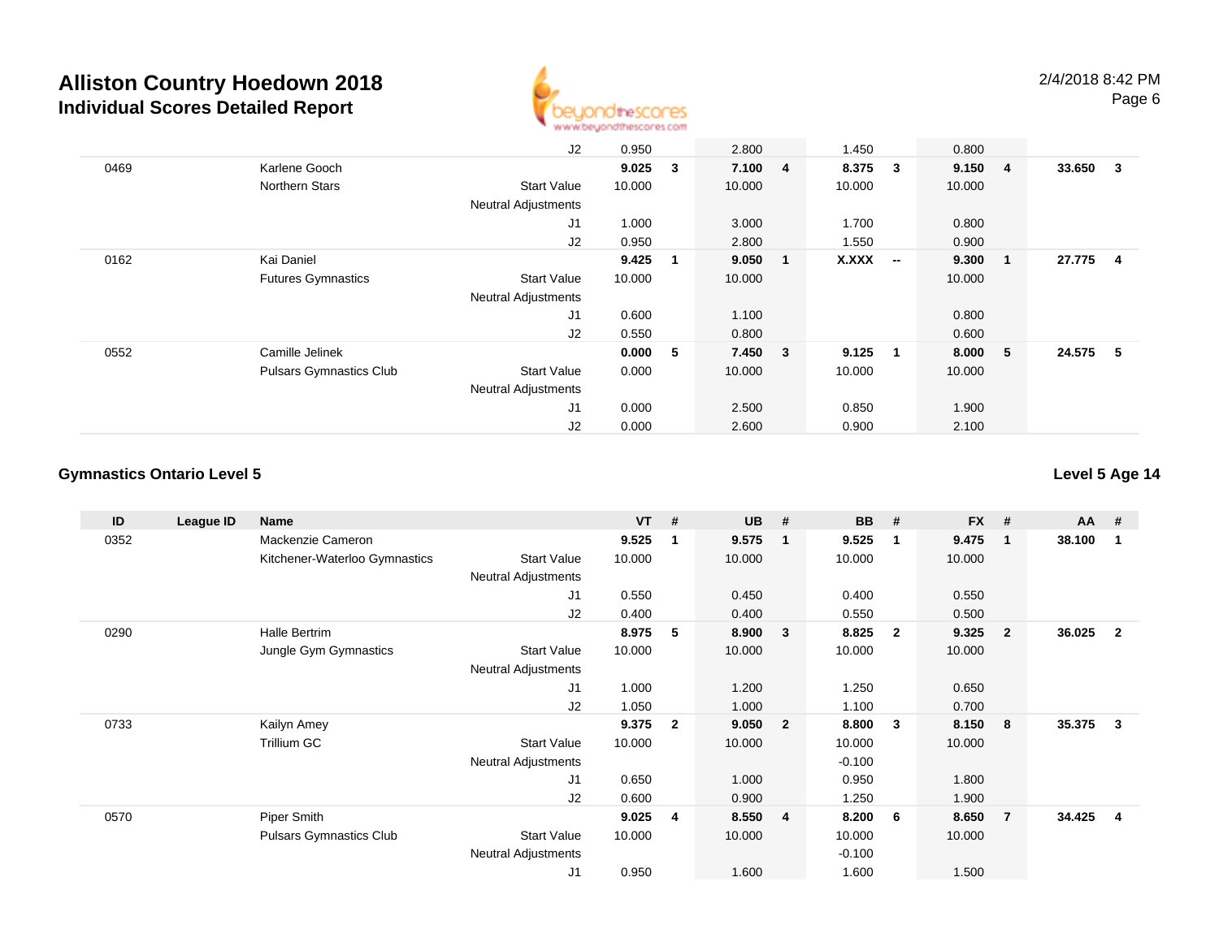# Alliston Country Hoedown 2018

## Individual Scores Detailed Report

2/4/2018 8:42 PM

| ID | League ID | Name | | VT | # | UB | # | BB | # | FX | # | AA | # |
|---|---|---|---|---|---|---|---|---|---|---|---|---|---|
| | | | J2 | 0.950 | | 2.800 | | 1.450 | | 0.800 | | | |
| 0469 | | Karlene Gooch | | **9.025** | **3** | **7.100** | **4** | **8.375** | **3** | **9.150** | **4** | **33.650** | **3** |
| | | Northern Stars | Start Value | 10.000 | | 10.000 | | 10.000 | | 10.000 | | | |
| | | | Neutral Adjustments | | | | | | | | | | |
| | | | J1 | 1.000 | | 3.000 | | 1.700 | | 0.800 | | | |
| | | | J2 | 0.950 | | 2.800 | | 1.550 | | 0.900 | | | |
| 0162 | | Kai Daniel | | **9.425** | **1** | **9.050** | **1** | **X.XXX** | **--** | **9.300** | **1** | **27.775** | **4** |
| | | Futures Gymnastics | Start Value | 10.000 | | 10.000 | | | | 10.000 | | | |
| | | | Neutral Adjustments | | | | | | | | | | |
| | | | J1 | 0.600 | | 1.100 | | | | 0.800 | | | |
| | | | J2 | 0.550 | | 0.800 | | | | 0.600 | | | |
| 0552 | | Camille Jelinek | | **0.000** | **5** | **7.450** | **3** | **9.125** | **1** | **8.000** | **5** | **24.575** | **5** |
| | | Pulsars Gymnastics Club | Start Value | 0.000 | | 10.000 | | 10.000 | | 10.000 | | | |
| | | | Neutral Adjustments | | | | | | | | | | |
| | | | J1 | 0.000 | | 2.500 | | 0.850 | | 1.900 | | | |
| | | | J2 | 0.000 | | 2.600 | | 0.900 | | 2.100 | | | |

### Gymnastics Ontario Level 5

**Level 5 Age 14**

| ID | League ID | Name | | VT | # | UB | # | BB | # | FX | # | AA | # |
|---|---|---|---|---|---|---|---|---|---|---|---|---|---|
| 0352 | | Mackenzie Cameron | | **9.525** | **1** | **9.575** | **1** | **9.525** | **1** | **9.475** | **1** | **38.100** | **1** |
| | | Kitchener-Waterloo Gymnastics | Start Value | 10.000 | | 10.000 | | 10.000 | | 10.000 | | | |
| | | | Neutral Adjustments | | | | | | | | | | |
| | | | J1 | 0.550 | | 0.450 | | 0.400 | | 0.550 | | | |
| | | | J2 | 0.400 | | 0.400 | | 0.550 | | 0.500 | | | |
| 0290 | | Halle Bertrim | | **8.975** | **5** | **8.900** | **3** | **8.825** | **2** | **9.325** | **2** | **36.025** | **2** |
| | | Jungle Gym Gymnastics | Start Value | 10.000 | | 10.000 | | 10.000 | | 10.000 | | | |
| | | | Neutral Adjustments | | | | | | | | | | |
| | | | J1 | 1.000 | | 1.200 | | 1.250 | | 0.650 | | | |
| | | | J2 | 1.050 | | 1.000 | | 1.100 | | 0.700 | | | |
| 0733 | | Kailyn Amey | | **9.375** | **2** | **9.050** | **2** | **8.800** | **3** | **8.150** | **8** | **35.375** | **3** |
| | | Trillium GC | Start Value | 10.000 | | 10.000 | | 10.000 | | 10.000 | | | |
| | | | Neutral Adjustments | | | | | -0.100 | | | | | |
| | | | J1 | 0.650 | | 1.000 | | 0.950 | | 1.800 | | | |
| | | | J2 | 0.600 | | 0.900 | | 1.250 | | 1.900 | | | |
| 0570 | | Piper Smith | | **9.025** | **4** | **8.550** | **4** | **8.200** | **6** | **8.650** | **7** | **34.425** | **4** |
| | | Pulsars Gymnastics Club | Start Value | 10.000 | | 10.000 | | 10.000 | | 10.000 | | | |
| | | | Neutral Adjustments | | | | | -0.100 | | | | | |
| | | | J1 | 0.950 | | 1.600 | | 1.600 | | 1.500 | | | |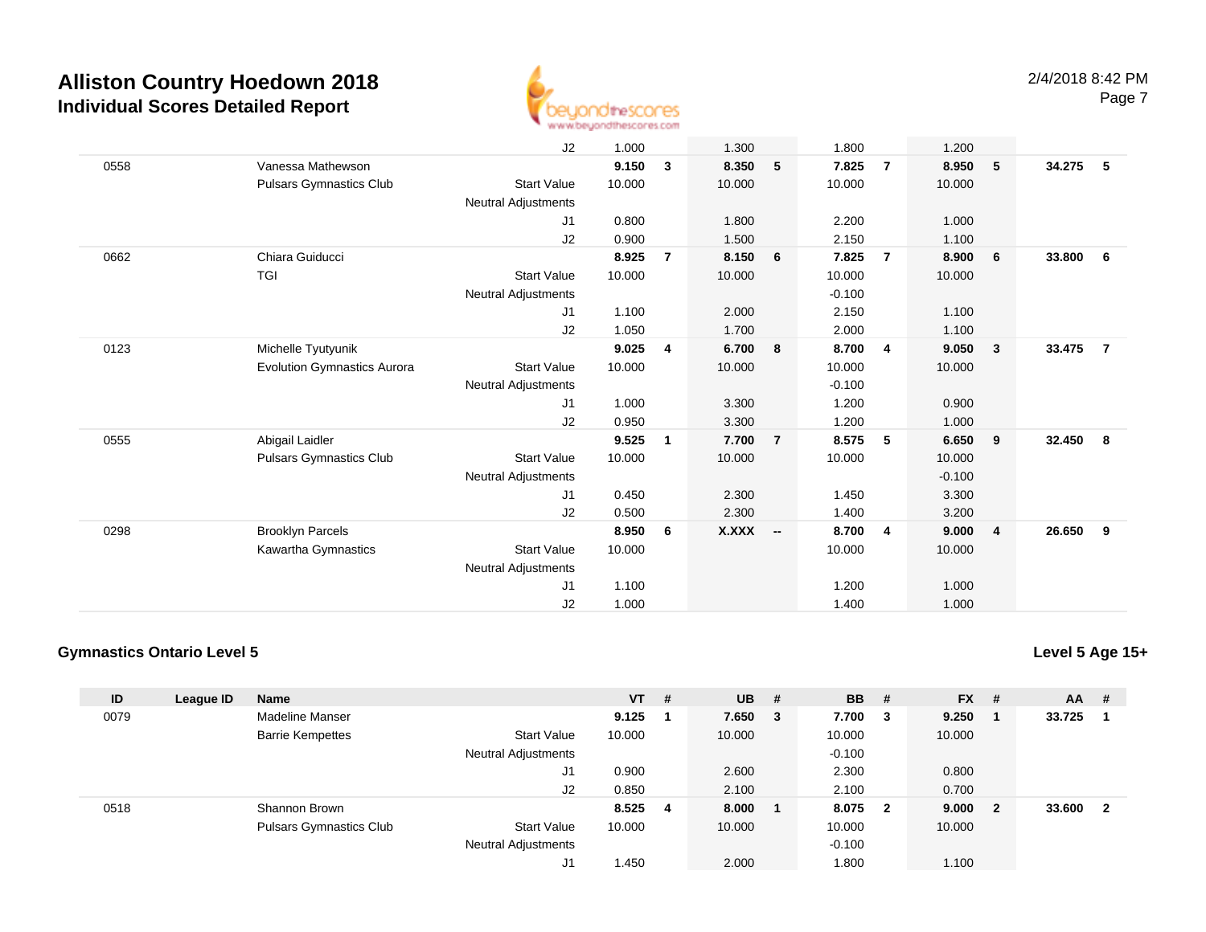| ID | League ID | Name | | VT | # | UB | # | BB | # | FX | # | AA | # |
|---|---|---|---|---|---|---|---|---|---|---|---|---|---|
| | | | J2 | 1.000 | | 1.300 | | 1.800 | | 1.200 | | | |
| 0558 | | Vanessa Mathewson | | **9.150** | **3** | **8.350** | **5** | **7.825** | **7** | **8.950** | **5** | **34.275** | **5** |
| | | Pulsars Gymnastics Club | Start Value | 10.000 | | 10.000 | | 10.000 | | 10.000 | | | |
| | | | Neutral Adjustments | | | | | | | | | | |
| | | | J1 | 0.800 | | 1.800 | | 2.200 | | 1.000 | | | |
| | | | J2 | 0.900 | | 1.500 | | 2.150 | | 1.100 | | | |
| 0662 | | Chiara Guiducci | | **8.925** | **7** | **8.150** | **6** | **7.825** | **7** | **8.900** | **6** | **33.800** | **6** |
| | | TGI | Start Value | 10.000 | | 10.000 | | 10.000 | | 10.000 | | | |
| | | | Neutral Adjustments | | | | | -0.100 | | | | | |
| | | | J1 | 1.100 | | 2.000 | | 2.150 | | 1.100 | | | |
| | | | J2 | 1.050 | | 1.700 | | 2.000 | | 1.100 | | | |
| 0123 | | Michelle Tyutyunik | | **9.025** | **4** | **6.700** | **8** | **8.700** | **4** | **9.050** | **3** | **33.475** | **7** |
| | | Evolution Gymnastics Aurora | Start Value | 10.000 | | 10.000 | | 10.000 | | 10.000 | | | |
| | | | Neutral Adjustments | | | | | -0.100 | | | | | |
| | | | J1 | 1.000 | | 3.300 | | 1.200 | | 0.900 | | | |
| | | | J2 | 0.950 | | 3.300 | | 1.200 | | 1.000 | | | |
| 0555 | | Abigail Laidler | | **9.525** | **1** | **7.700** | **7** | **8.575** | **5** | **6.650** | **9** | **32.450** | **8** |
| | | Pulsars Gymnastics Club | Start Value | 10.000 | | 10.000 | | 10.000 | | 10.000 | | | |
| | | | Neutral Adjustments | | | | | | | -0.100 | | | |
| | | | J1 | 0.450 | | 2.300 | | 1.450 | | 3.300 | | | |
| | | | J2 | 0.500 | | 2.300 | | 1.400 | | 3.200 | | | |
| 0298 | | Brooklyn Parcels | | **8.950** | **6** | **X.XXX** | **--** | **8.700** | **4** | **9.000** | **4** | **26.650** | **9** |
| | | Kawartha Gymnastics | Start Value | 10.000 | | | | 10.000 | | 10.000 | | | |
| | | | Neutral Adjustments | | | | | | | | | | |
| | | | J1 | 1.100 | | | | 1.200 | | 1.000 | | | |
| | | | J2 | 1.000 | | | | 1.400 | | 1.000 | | | |

## Gymnastics Ontario Level 5

**Level 5 Age 15+**

| ID | League ID | Name | | VT | # | UB | # | BB | # | FX | # | AA | # |
|---|---|---|---|---|---|---|---|---|---|---|---|---|---|
| 0079 | | Madeline Manser | | **9.125** | **1** | **7.650** | **3** | **7.700** | **3** | **9.250** | **1** | **33.725** | **1** |
| | | Barrie Kempettes | Start Value | 10.000 | | 10.000 | | 10.000 | | 10.000 | | | |
| | | | Neutral Adjustments | | | | | -0.100 | | | | | |
| | | | J1 | 0.900 | | 2.600 | | 2.300 | | 0.800 | | | |
| | | | J2 | 0.850 | | 2.100 | | 2.100 | | 0.700 | | | |
| 0518 | | Shannon Brown | | **8.525** | **4** | **8.000** | **1** | **8.075** | **2** | **9.000** | **2** | **33.600** | **2** |
| | | Pulsars Gymnastics Club | Start Value | 10.000 | | 10.000 | | 10.000 | | 10.000 | | | |
| | | | Neutral Adjustments | | | | | -0.100 | | | | | |
| | | | J1 | 1.450 | | 2.000 | | 1.800 | | 1.100 | | | |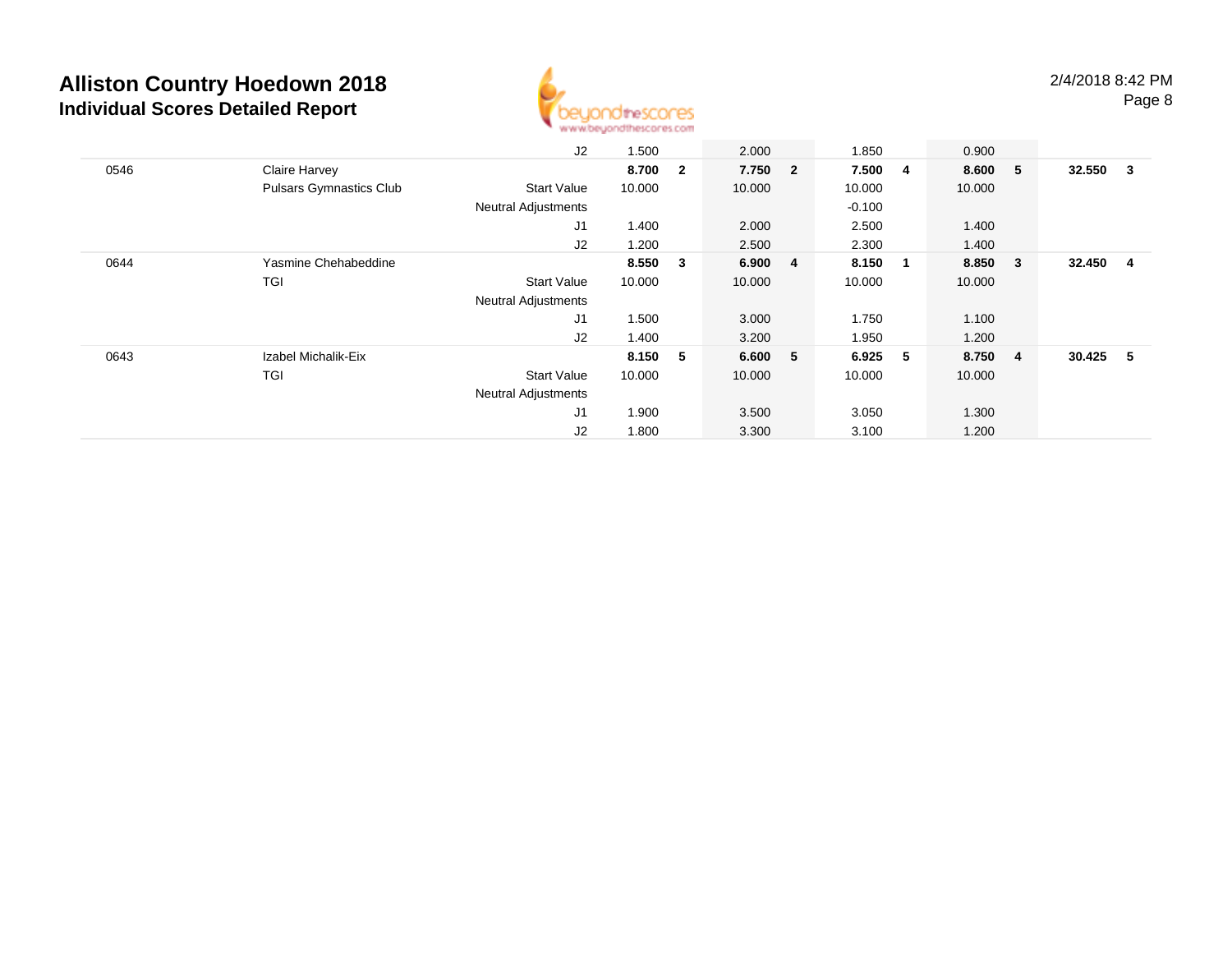# Alliston Country Hoedown 2018

## Individual Scores Detailed Report

2/4/2018 8:42 PM

| | | | | | | | | | | | | |
|---|---|---|---|---|---|---|---|---|---|---|---|---|
| | | J2 | 1.500 | | 2.000 | | 1.850 | | 0.900 | | | |
| 0546 | Claire Harvey | | **8.700** | **2** | **7.750** | **2** | **7.500** | **4** | **8.600** | **5** | **32.550** | **3** |
| | Pulsars Gymnastics Club | Start Value | 10.000 | | 10.000 | | 10.000 | | 10.000 | | | |
| | | Neutral Adjustments | | | | | -0.100 | | | | | |
| | | J1 | 1.400 | | 2.000 | | 2.500 | | 1.400 | | | |
| | | J2 | 1.200 | | 2.500 | | 2.300 | | 1.400 | | | |
| 0644 | Yasmine Chehabeddine | | **8.550** | **3** | **6.900** | **4** | **8.150** | **1** | **8.850** | **3** | **32.450** | **4** |
| | TGI | Start Value | 10.000 | | 10.000 | | 10.000 | | 10.000 | | | |
| | | Neutral Adjustments | | | | | | | | | | |
| | | J1 | 1.500 | | 3.000 | | 1.750 | | 1.100 | | | |
| | | J2 | 1.400 | | 3.200 | | 1.950 | | 1.200 | | | |
| 0643 | Izabel Michalik-Eix | | **8.150** | **5** | **6.600** | **5** | **6.925** | **5** | **8.750** | **4** | **30.425** | **5** |
| | TGI | Start Value | 10.000 | | 10.000 | | 10.000 | | 10.000 | | | |
| | | Neutral Adjustments | | | | | | | | | | |
| | | J1 | 1.900 | | 3.500 | | 3.050 | | 1.300 | | | |
| | | J2 | 1.800 | | 3.300 | | 3.100 | | 1.200 | | | |